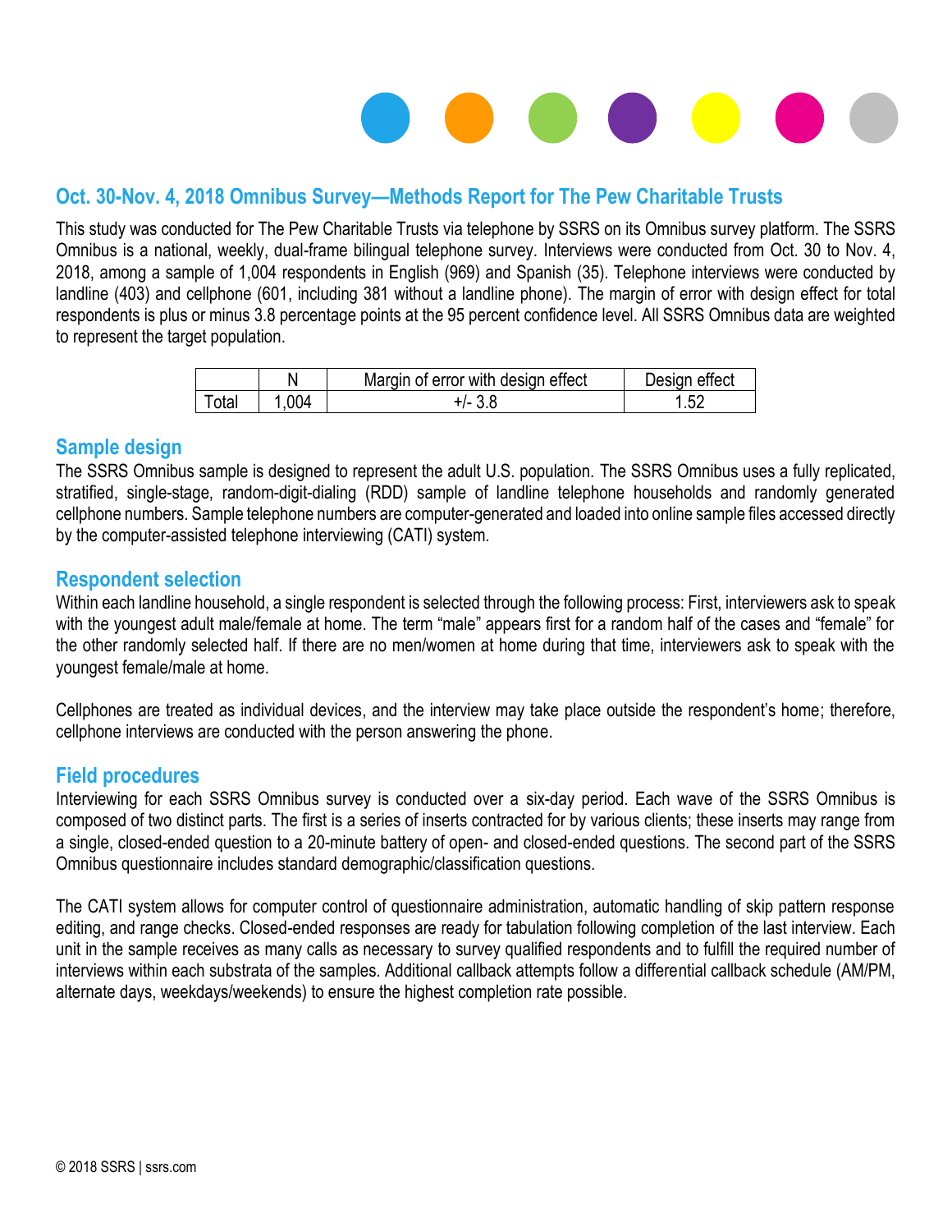## Oct. 30-Nov. 4, 2018 Omnibus Survey—Methods Report for The Pew Charitable Trusts

This study was conducted for The Pew Charitable Trusts via telephone by SSRS on its Omnibus survey platform. The SSRS Omnibus is a national, weekly, dual-frame bilingual telephone survey. Interviews were conducted from Oct. 30 to Nov. 4, 2018, among a sample of 1,004 respondents in English (969) and Spanish (35). Telephone interviews were conducted by landline (403) and cellphone (601, including 381 without a landline phone). The margin of error with design effect for total respondents is plus or minus 3.8 percentage points at the 95 percent confidence level. All SSRS Omnibus data are weighted to represent the target population.

| | N | Margin of error with design effect | Design effect |
|---|---|---|---|
| Total | 1,004 | +/- 3.8 | 1.52 |

### Sample design

The SSRS Omnibus sample is designed to represent the adult U.S. population. The SSRS Omnibus uses a fully replicated, stratified, single-stage, random-digit-dialing (RDD) sample of landline telephone households and randomly generated cellphone numbers. Sample telephone numbers are computer-generated and loaded into online sample files accessed directly by the computer-assisted telephone interviewing (CATI) system.

### Respondent selection

Within each landline household, a single respondent is selected through the following process: First, interviewers ask to speak with the youngest adult male/female at home. The term "male" appears first for a random half of the cases and "female" for the other randomly selected half. If there are no men/women at home during that time, interviewers ask to speak with the youngest female/male at home.

Cellphones are treated as individual devices, and the interview may take place outside the respondent's home; therefore, cellphone interviews are conducted with the person answering the phone.

### Field procedures

Interviewing for each SSRS Omnibus survey is conducted over a six-day period. Each wave of the SSRS Omnibus is composed of two distinct parts. The first is a series of inserts contracted for by various clients; these inserts may range from a single, closed-ended question to a 20-minute battery of open- and closed-ended questions. The second part of the SSRS Omnibus questionnaire includes standard demographic/classification questions.

The CATI system allows for computer control of questionnaire administration, automatic handling of skip pattern response editing, and range checks. Closed-ended responses are ready for tabulation following completion of the last interview. Each unit in the sample receives as many calls as necessary to survey qualified respondents and to fulfill the required number of interviews within each substrata of the samples. Additional callback attempts follow a differential callback schedule (AM/PM, alternate days, weekdays/weekends) to ensure the highest completion rate possible.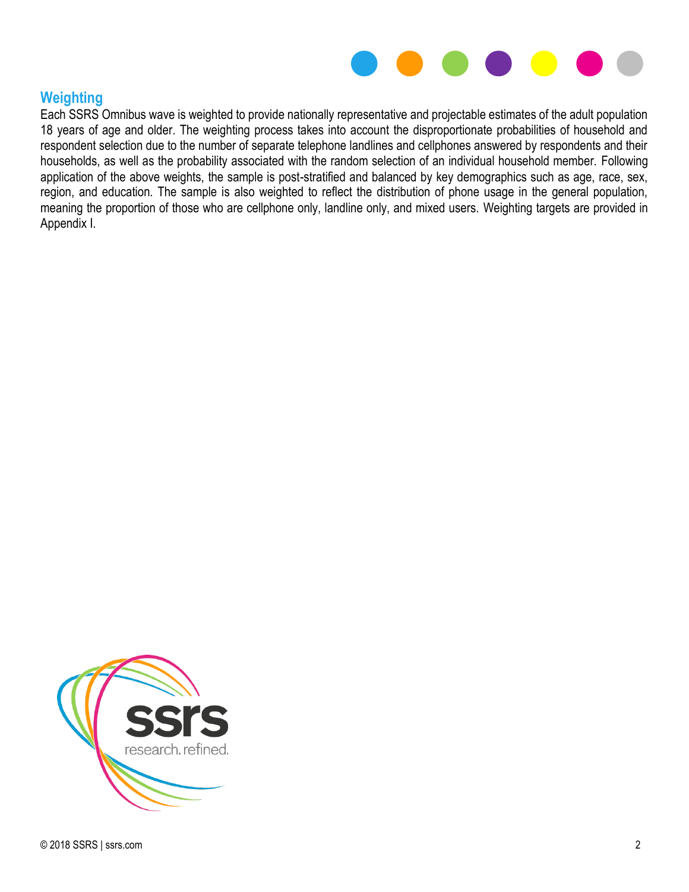## Weighting

Each SSRS Omnibus wave is weighted to provide nationally representative and projectable estimates of the adult population 18 years of age and older. The weighting process takes into account the disproportionate probabilities of household and respondent selection due to the number of separate telephone landlines and cellphones answered by respondents and their households, as well as the probability associated with the random selection of an individual household member. Following application of the above weights, the sample is post-stratified and balanced by key demographics such as age, race, sex, region, and education. The sample is also weighted to reflect the distribution of phone usage in the general population, meaning the proportion of those who are cellphone only, landline only, and mixed users. Weighting targets are provided in Appendix I.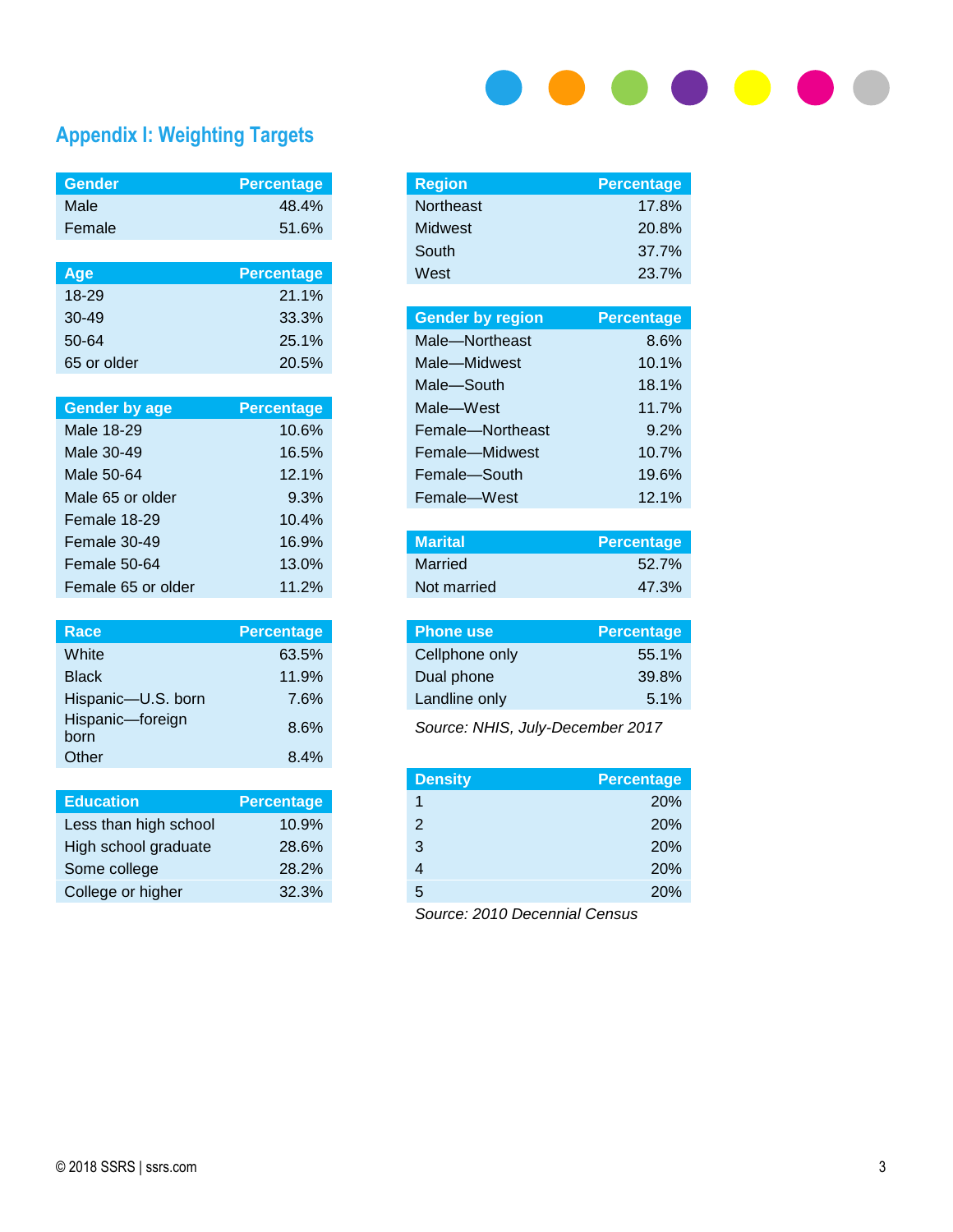## Appendix I: Weighting Targets

| Gender | Percentage |
|---|---|
| Male | 48.4% |
| Female | 51.6% |

| Age | Percentage |
|---|---|
| 18-29 | 21.1% |
| 30-49 | 33.3% |
| 50-64 | 25.1% |
| 65 or older | 20.5% |

| Gender by age | Percentage |
|---|---|
| Male 18-29 | 10.6% |
| Male 30-49 | 16.5% |
| Male 50-64 | 12.1% |
| Male 65 or older | 9.3% |
| Female 18-29 | 10.4% |
| Female 30-49 | 16.9% |
| Female 50-64 | 13.0% |
| Female 65 or older | 11.2% |

| Race | Percentage |
|---|---|
| White | 63.5% |
| Black | 11.9% |
| Hispanic—U.S. born | 7.6% |
| Hispanic—foreign born | 8.6% |
| Other | 8.4% |

| Education | Percentage |
|---|---|
| Less than high school | 10.9% |
| High school graduate | 28.6% |
| Some college | 28.2% |
| College or higher | 32.3% |

| Region | Percentage |
|---|---|
| Northeast | 17.8% |
| Midwest | 20.8% |
| South | 37.7% |
| West | 23.7% |

| Gender by region | Percentage |
|---|---|
| Male—Northeast | 8.6% |
| Male—Midwest | 10.1% |
| Male—South | 18.1% |
| Male—West | 11.7% |
| Female—Northeast | 9.2% |
| Female—Midwest | 10.7% |
| Female—South | 19.6% |
| Female—West | 12.1% |

| Marital | Percentage |
|---|---|
| Married | 52.7% |
| Not married | 47.3% |

| Phone use | Percentage |
|---|---|
| Cellphone only | 55.1% |
| Dual phone | 39.8% |
| Landline only | 5.1% |

*Source: NHIS, July-December 2017*

| Density | Percentage |
|---|---|
| 1 | 20% |
| 2 | 20% |
| 3 | 20% |
| 4 | 20% |
| 5 | 20% |

*Source: 2010 Decennial Census*

© 2018 SSRS | ssrs.com